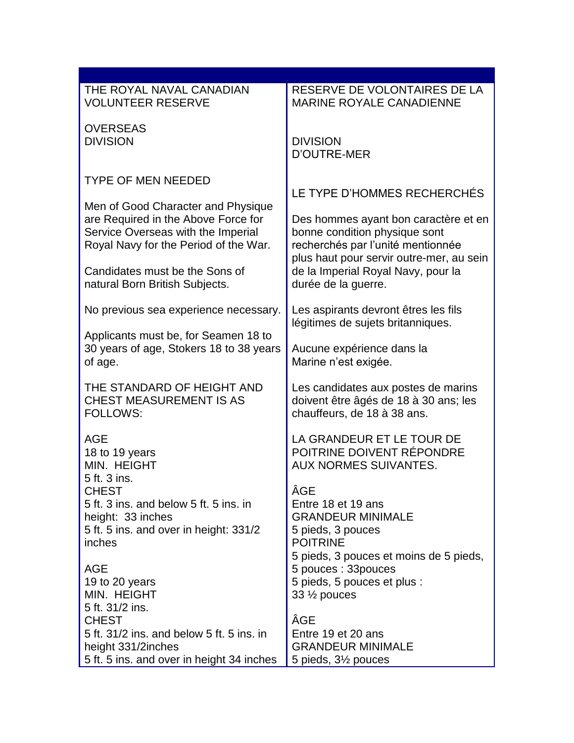| | |
|---|---|
| THE ROYAL NAVAL CANADIAN VOLUNTEER RESERVE<br><br>OVERSEAS DIVISION<br><br>TYPE OF MEN NEEDED<br><br>Men of Good Character and Physique are Required in the Above Force for Service Overseas with the Imperial Royal Navy for the Period of the War.<br><br>Candidates must be the Sons of natural Born British Subjects.<br><br>No previous sea experience necessary.<br><br>Applicants must be, for Seamen 18 to 30 years of age, Stokers 18 to 38 years of age.<br><br>THE STANDARD OF HEIGHT AND CHEST MEASUREMENT IS AS FOLLOWS:<br><br>AGE<br>18 to 19 years<br>MIN. HEIGHT<br>5 ft. 3 ins.<br>CHEST<br>5 ft. 3 ins. and below 5 ft. 5 ins. in height: 33 inches<br>5 ft. 5 ins. and over in height: 331/2 inches<br><br>AGE<br>19 to 20 years<br>MIN. HEIGHT<br>5 ft. 31/2 ins.<br>CHEST<br>5 ft. 31/2 ins. and below 5 ft. 5 ins. in height 331/2inches<br>5 ft. 5 ins. and over in height 34 inches | RESERVE DE VOLONTAIRES DE LA MARINE ROYALE CANADIENNE<br><br>DIVISION D'OUTRE-MER<br><br>LE TYPE D'HOMMES RECHERCHÉS<br><br>Des hommes ayant bon caractère et en bonne condition physique sont recherchés par l'unité mentionnée plus haut pour servir outre-mer, au sein de la Imperial Royal Navy, pour la durée de la guerre.<br><br>Les aspirants devront êtres les fils légitimes de sujets britanniques.<br><br>Aucune expérience dans la Marine n'est exigée.<br><br>Les candidates aux postes de marins doivent être âgés de 18 à 30 ans; les chauffeurs, de 18 à 38 ans.<br><br>LA GRANDEUR ET LE TOUR DE POITRINE DOIVENT RÉPONDRE AUX NORMES SUIVANTES.<br><br>ÂGE<br>Entre 18 et 19 ans<br>GRANDEUR MINIMALE<br>5 pieds, 3 pouces<br>POITRINE<br>5 pieds, 3 pouces et moins de 5 pieds, 5 pouces : 33pouces<br>5 pieds, 5 pouces et plus :<br>33 ½ pouces<br><br>ÂGE<br>Entre 19 et 20 ans<br>GRANDEUR MINIMALE<br>5 pieds, 3½ pouces |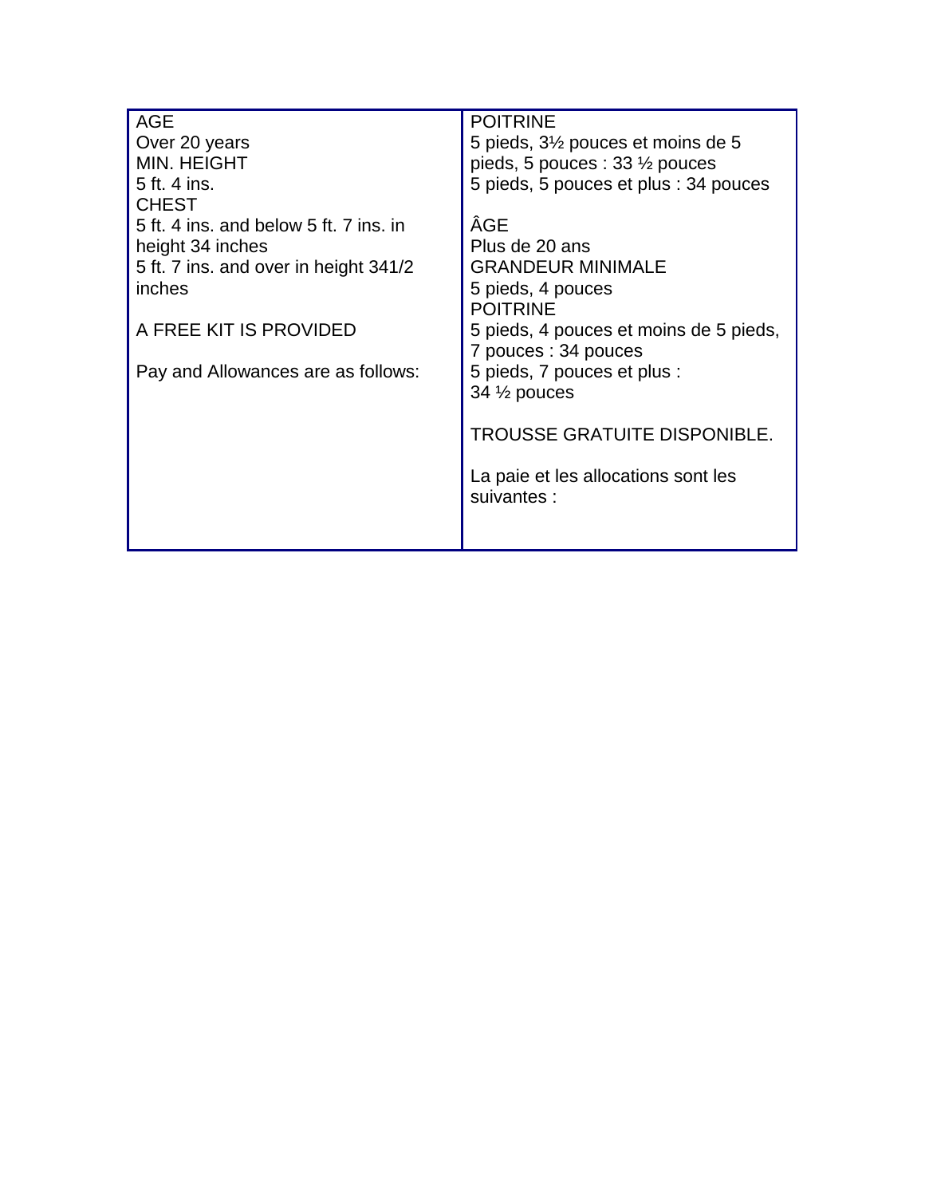| | |
|---|---|
| AGE<br>Over 20 years<br>MIN. HEIGHT<br>5 ft. 4 ins.<br>CHEST<br>5 ft. 4 ins. and below 5 ft. 7 ins. in height 34 inches<br>5 ft. 7 ins. and over in height 341/2 inches<br><br>A FREE KIT IS PROVIDED<br><br>Pay and Allowances are as follows: | POITRINE<br>5 pieds, 3½ pouces et moins de 5 pieds, 5 pouces : 33 ½ pouces<br>5 pieds, 5 pouces et plus : 34 pouces<br><br>ÂGE<br>Plus de 20 ans<br>GRANDEUR MINIMALE<br>5 pieds, 4 pouces<br>POITRINE<br>5 pieds, 4 pouces et moins de 5 pieds, 7 pouces : 34 pouces<br>5 pieds, 7 pouces et plus :<br>34 ½ pouces<br><br>TROUSSE GRATUITE DISPONIBLE.<br><br>La paie et les allocations sont les suivantes : |